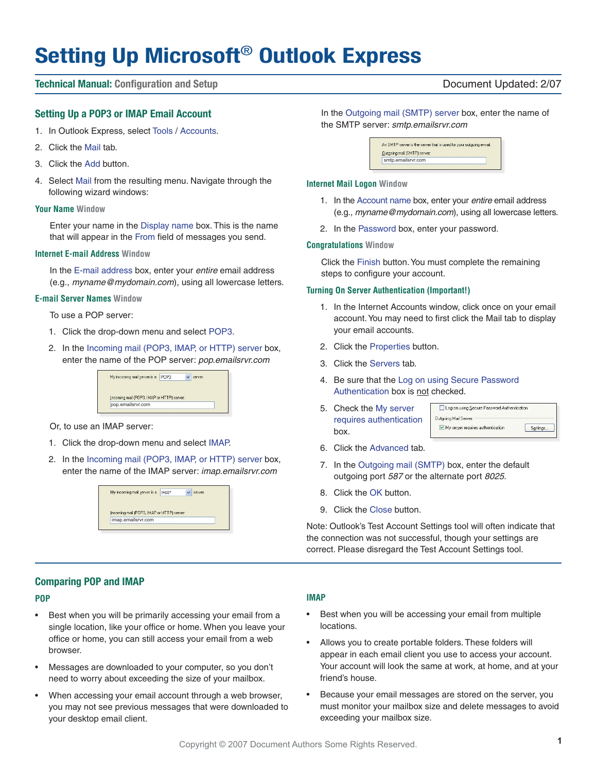# Setting Up Microsoft® Outlook Express

**Technical Manual:** Configuration and Setup — Document Updated: 2/07

## Setting Up a POP3 or IMAP Email Account

1. In Outlook Express, select Tools / Accounts.
2. Click the Mail tab.
3. Click the Add button.
4. Select Mail from the resulting menu. Navigate through the following wizard windows:

### Your Name Window

Enter your name in the Display name box. This is the name that will appear in the From field of messages you send.

### Internet E-mail Address Window

In the E-mail address box, enter your *entire* email address (e.g., *myname@mydomain.com*), using all lowercase letters.

### E-mail Server Names Window

To use a POP server:

1. Click the drop-down menu and select POP3.
2. In the Incoming mail (POP3, IMAP, or HTTP) server box, enter the name of the POP server: *pop.emailsrvr.com*

Or, to use an IMAP server:

1. Click the drop-down menu and select IMAP.
2. In the Incoming mail (POP3, IMAP, or HTTP) server box, enter the name of the IMAP server: *imap.emailsrvr.com*

In the Outgoing mail (SMTP) server box, enter the name of the SMTP server: *smtp.emailsrvr.com*

### Internet Mail Logon Window

1. In the Account name box, enter your *entire* email address (e.g., *myname@mydomain.com*), using all lowercase letters.
2. In the Password box, enter your password.

### Congratulations Window

Click the Finish button. You must complete the remaining steps to configure your account.

### Turning On Server Authentication (Important!)

1. In the Internet Accounts window, click once on your email account. You may need to first click the Mail tab to display your email accounts.
2. Click the Properties button.
3. Click the Servers tab.
4. Be sure that the Log on using Secure Password Authentication box is not checked.
5. Check the My server requires authentication box.
6. Click the Advanced tab.
7. In the Outgoing mail (SMTP) box, enter the default outgoing port *587* or the alternate port *8025*.
8. Click the OK button.
9. Click the Close button.

Note: Outlook's Test Account Settings tool will often indicate that the connection was not successful, though your settings are correct. Please disregard the Test Account Settings tool.

## Comparing POP and IMAP

### POP

- Best when you will be primarily accessing your email from a single location, like your office or home. When you leave your office or home, you can still access your email from a web browser.
- Messages are downloaded to your computer, so you don't need to worry about exceeding the size of your mailbox.
- When accessing your email account through a web browser, you may not see previous messages that were downloaded to your desktop email client.

### IMAP

- Best when you will be accessing your email from multiple locations.
- Allows you to create portable folders. These folders will appear in each email client you use to access your account. Your account will look the same at work, at home, and at your friend's house.
- Because your email messages are stored on the server, you must monitor your mailbox size and delete messages to avoid exceeding your mailbox size.

Copyright © 2007 Document Authors Some Rights Reserved.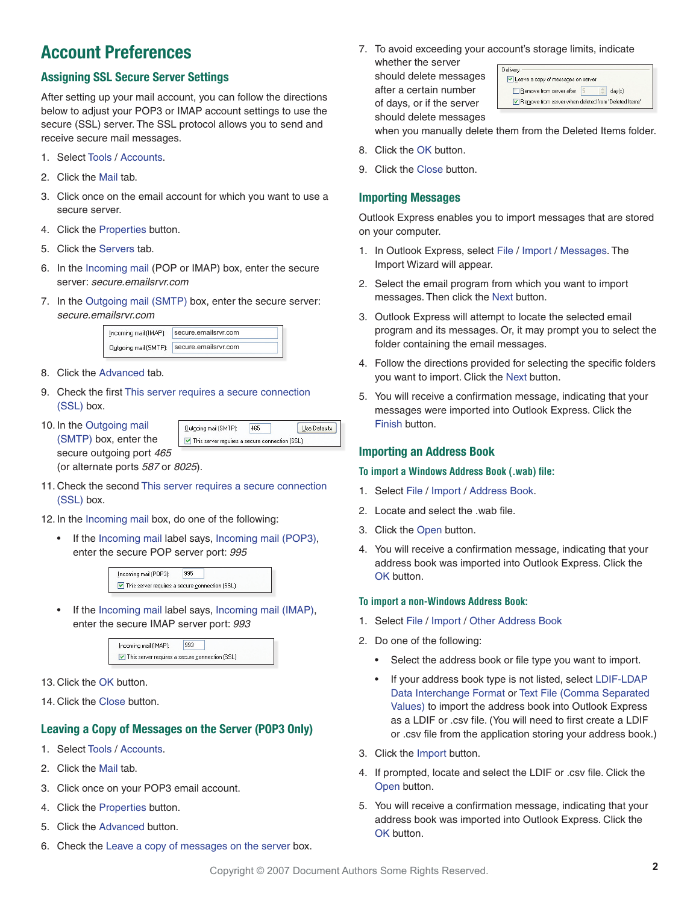# Account Preferences

## Assigning SSL Secure Server Settings

After setting up your mail account, you can follow the directions below to adjust your POP3 or IMAP account settings to use the secure (SSL) server. The SSL protocol allows you to send and receive secure mail messages.

1. Select Tools / Accounts.
2. Click the Mail tab.
3. Click once on the email account for which you want to use a secure server.
4. Click the Properties button.
5. Click the Servers tab.
6. In the Incoming mail (POP or IMAP) box, enter the secure server: *secure.emailsrvr.com*
7. In the Outgoing mail (SMTP) box, enter the secure server: *secure.emailsrvr.com*

   Incoming mail (IMAP): secure.emailsrvr.com
   Outgoing mail (SMTP): secure.emailsrvr.com

8. Click the Advanced tab.
9. Check the first This server requires a secure connection (SSL) box.
10. In the Outgoing mail (SMTP) box, enter the secure outgoing port *465* (or alternate ports *587* or *8025*).

    Outgoing mail (SMTP): 465 Use Defaults
    This server requires a secure connection (SSL)

11. Check the second This server requires a secure connection (SSL) box.
12. In the Incoming mail box, do one of the following:
    - If the Incoming mail label says, Incoming mail (POP3), enter the secure POP server port: *995*

      Incoming mail (POP3): 995
      This server requires a secure connection (SSL)

    - If the Incoming mail label says, Incoming mail (IMAP), enter the secure IMAP server port: *993*

      Incoming mail (IMAP): 993
      This server requires a secure connection (SSL)

13. Click the OK button.
14. Click the Close button.

## Leaving a Copy of Messages on the Server (POP3 Only)

1. Select Tools / Accounts.
2. Click the Mail tab.
3. Click once on your POP3 email account.
4. Click the Properties button.
5. Click the Advanced button.
6. Check the Leave a copy of messages on the server box.
7. To avoid exceeding your account's storage limits, indicate whether the server should delete messages after a certain number of days, or if the server should delete messages when you manually delete them from the Deleted Items folder.

   Delivery
   Leave a copy of messages on server
   Remove from server after 5 day(s)
   Remove from server when deleted from 'Deleted Items'

8. Click the OK button.
9. Click the Close button.

## Importing Messages

Outlook Express enables you to import messages that are stored on your computer.

1. In Outlook Express, select File / Import / Messages. The Import Wizard will appear.
2. Select the email program from which you want to import messages. Then click the Next button.
3. Outlook Express will attempt to locate the selected email program and its messages. Or, it may prompt you to select the folder containing the email messages.
4. Follow the directions provided for selecting the specific folders you want to import. Click the Next button.
5. You will receive a confirmation message, indicating that your messages were imported into Outlook Express. Click the Finish button.

## Importing an Address Book

### To import a Windows Address Book (.wab) file:

1. Select File / Import / Address Book.
2. Locate and select the .wab file.
3. Click the Open button.
4. You will receive a confirmation message, indicating that your address book was imported into Outlook Express. Click the OK button.

### To import a non-Windows Address Book:

1. Select File / Import / Other Address Book
2. Do one of the following:
   - Select the address book or file type you want to import.
   - If your address book type is not listed, select LDIF-LDAP Data Interchange Format or Text File (Comma Separated Values) to import the address book into Outlook Express as a LDIF or .csv file. (You will need to first create a LDIF or .csv file from the application storing your address book.)
3. Click the Import button.
4. If prompted, locate and select the LDIF or .csv file. Click the Open button.
5. You will receive a confirmation message, indicating that your address book was imported into Outlook Express. Click the OK button.

Copyright © 2007 Document Authors Some Rights Reserved.